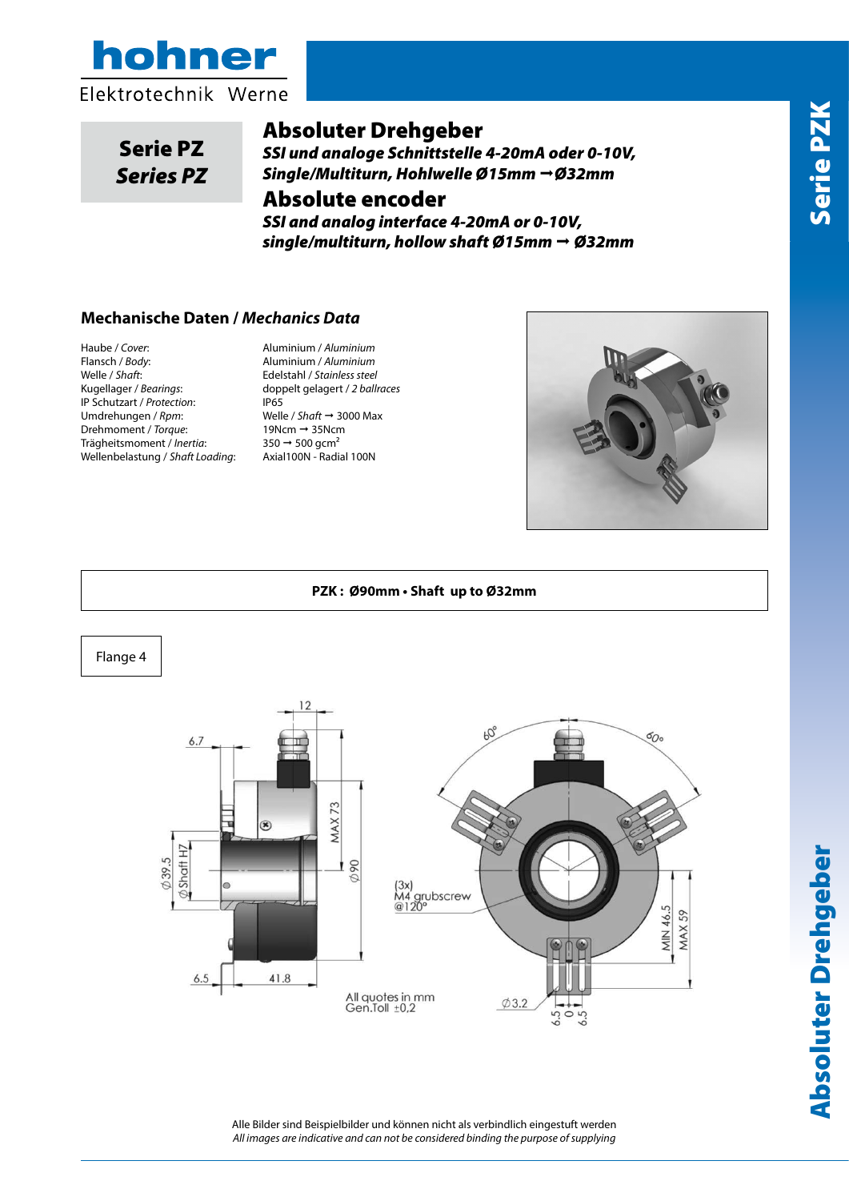hohner
Elektrotechnik Werne

**Serie PZ**
***Series PZ***

# Absoluter Drehgeber

***SSI und analoge Schnittstelle 4-20mA oder 0-10V, Single/Multiturn, Hohlwelle Ø15mm → Ø32mm***

# Absolute encoder

***SSI and analog interface 4-20mA or 0-10V, single/multiturn, hollow shaft Ø15mm → Ø32mm***

## Mechanische Daten / *Mechanics Data*

| | |
|---|---|
| Haube / *Cover*: | Aluminium / *Aluminium* |
| Flansch / *Body*: | Aluminium / *Aluminium* |
| Welle / *Shaft*: | Edelstahl / *Stainless steel* |
| Kugellager / *Bearings*: | doppelt gelagert / *2 ballraces* |
| IP Schutzart / *Protection*: | IP65 |
| Umdrehungen / *Rpm*: | Welle / *Shaft* → 3000 Max |
| Drehmoment / *Torque*: | 19Ncm → 35Ncm |
| Trägheitsmoment / *Inertia*: | 350 → 500 gcm² |
| Wellenbelastung / *Shaft Loading*: | Axial100N - Radial 100N |

**PZK : Ø90mm • Shaft up to Ø32mm**

Flange 4

12
6.7
MAX 73
Ø90
Ø39.5
Ø Shaft H7
6.5
41.8
60°
60°
(3x)
M4 grubscrew
@120°
MIN 46.5
MAX 59
Ø3.2
6.5
0
6.5

All quotes in mm
Gen.Toll ±0,2

Alle Bilder sind Beispielbilder und können nicht als verbindlich eingestuft werden
*All images are indicative and can not be considered binding the purpose of supplying*

Serie PZK

Absoluter Drehgeber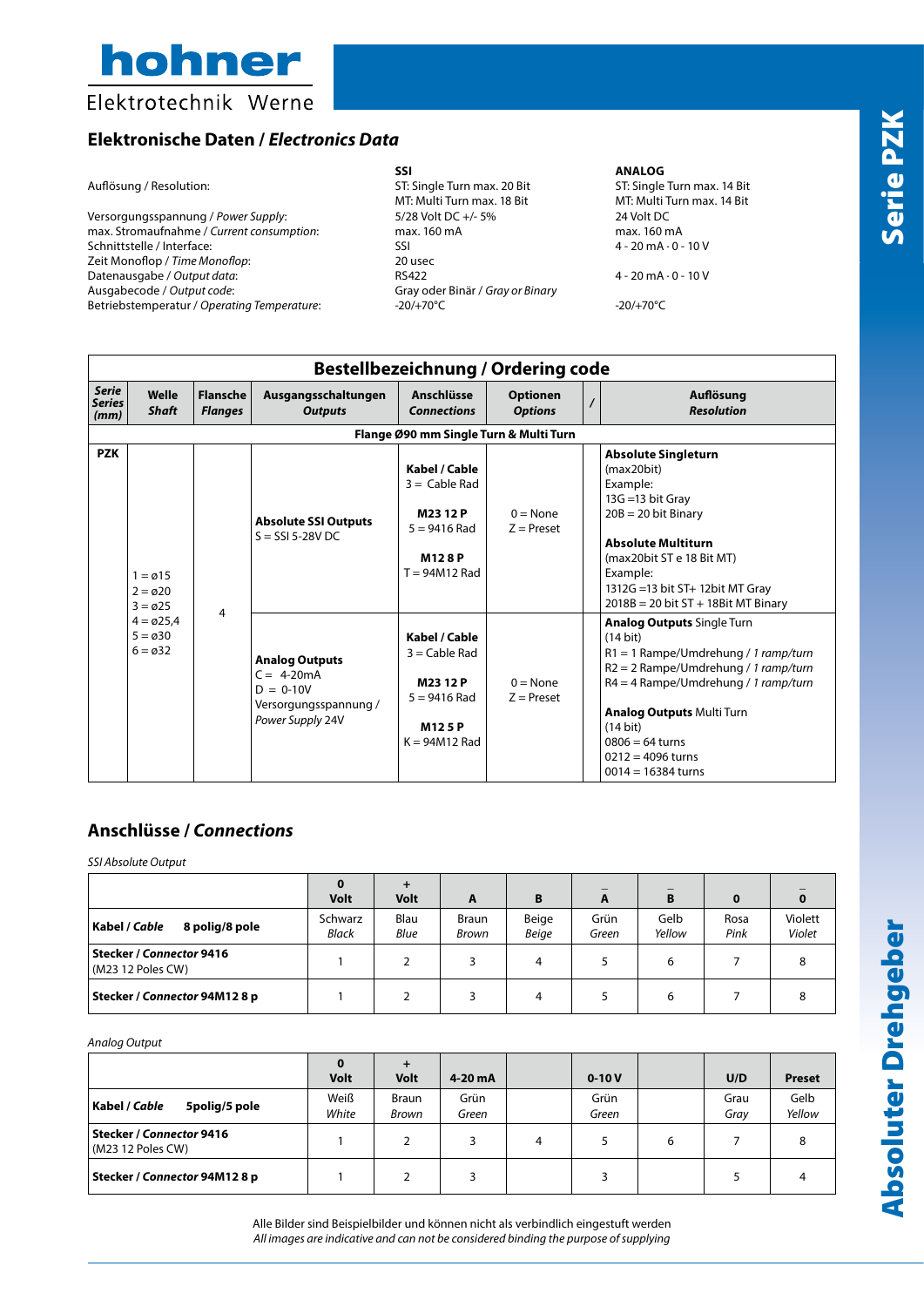## Elektronische Daten / *Electronics Data*

| | SSI | ANALOG |
|---|---|---|
| Auflösung / Resolution: | ST: Single Turn max. 20 Bit<br>MT: Multi Turn max. 18 Bit | ST: Single Turn max. 14 Bit<br>MT: Multi Turn max. 14 Bit |
| Versorgungsspannung / *Power Supply*: | 5/28 Volt DC +/- 5% | 24 Volt DC |
| max. Stromaufnahme / *Current consumption*: | max. 160 mA | max. 160 mA |
| Schnittstelle / Interface: | SSI | 4 - 20 mA · 0 - 10 V |
| Zeit Monoflop / *Time Monoflop*: | 20 usec | |
| Datenausgabe / *Output data*: | RS422 | 4 - 20 mA · 0 - 10 V |
| Ausgabecode / *Output code*: | Gray oder Binär / *Gray or Binary* | |
| Betriebstemperatur / *Operating Temperature*: | -20/+70°C | -20/+70°C |

## Bestellbezeichnung / Ordering code

| Serie *Series* (mm) | Welle *Shaft* | Flansche *Flanges* | Ausgangsschaltungen *Outputs* | Anschlüsse *Connections* | Optionen *Options* | / | Auflösung *Resolution* |
|---|---|---|---|---|---|---|---|
| **Flange Ø90 mm Single Turn & Multi Turn** | | | | | | | |
| PZK | 1 = ø15<br>2 = ø20<br>3 = ø25<br>4 = ø25,4<br>5 = ø30<br>6 = ø32 | 4 | **Absolute SSI Outputs**<br>S = SSI 5-28V DC | **Kabel / Cable**<br>3 = Cable Rad<br>**M23 12 P**<br>5 = 9416 Rad<br>**M12 8 P**<br>T = 94M12 Rad | 0 = None<br>Z = Preset | | **Absolute Singleturn**<br>(max20bit)<br>Example:<br>13G =13 bit Gray<br>20B = 20 bit Binary<br>**Absolute Multiturn**<br>(max20bit ST e 18 Bit MT)<br>Example:<br>1312G =13 bit ST+ 12bit MT Gray<br>2018B = 20 bit ST + 18Bit MT Binary |
| | | | **Analog Outputs**<br>C = 4-20mA<br>D = 0-10V<br>Versorgungsspannung / *Power Supply* 24V | **Kabel / Cable**<br>3 = Cable Rad<br>**M23 12 P**<br>5 = 9416 Rad<br>**M12 5 P**<br>K = 94M12 Rad | 0 = None<br>Z = Preset | | **Analog Outputs** Single Turn<br>(14 bit)<br>R1 = 1 Rampe/Umdrehung / *1 ramp/turn*<br>R2 = 2 Rampe/Umdrehung / *1 ramp/turn*<br>R4 = 4 Rampe/Umdrehung / *1 ramp/turn*<br>**Analog Outputs** Multi Turn<br>(14 bit)<br>0806 = 64 turns<br>0212 = 4096 turns<br>0014 = 16384 turns |

## Anschlüsse / *Connections*

*SSI Absolute Output*

| | 0 Volt | + Volt | A | B | A̅ | B̅ | 0 | 0̅ |
|---|---|---|---|---|---|---|---|---|
| **Kabel / *Cable*** **8 polig/8 pole** | Schwarz *Black* | Blau *Blue* | Braun *Brown* | Beige *Beige* | Grün *Green* | Gelb *Yellow* | Rosa *Pink* | Violett *Violet* |
| **Stecker / *Connector* 9416** (M23 12 Poles CW) | 1 | 2 | 3 | 4 | 5 | 6 | 7 | 8 |
| **Stecker / *Connector* 94M12 8 p** | 1 | 2 | 3 | 4 | 5 | 6 | 7 | 8 |

*Analog Output*

| | 0 Volt | + Volt | 4-20 mA | | 0-10 V | | U/D | Preset |
|---|---|---|---|---|---|---|---|---|
| **Kabel / *Cable*** **5polig/5 pole** | Weiß *White* | Braun *Brown* | Grün *Green* | | Grün *Green* | | Grau *Gray* | Gelb *Yellow* |
| **Stecker / *Connector* 9416** (M23 12 Poles CW) | 1 | 2 | 3 | 4 | 5 | 6 | 7 | 8 |
| **Stecker / *Connector* 94M12 8 p** | 1 | 2 | 3 | | 3 | | 5 | 4 |

Alle Bilder sind Beispielbilder und können nicht als verbindlich eingestuft werden
*All images are indicative and can not be considered binding the purpose of supplying*